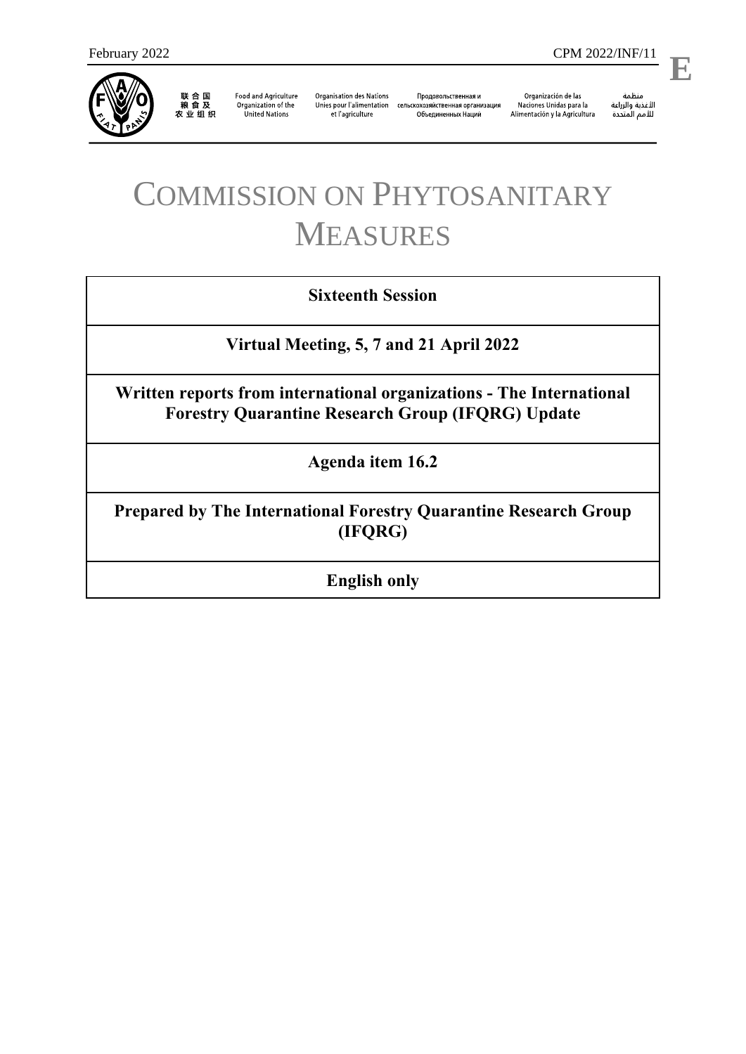February 2022 CPM 2022/INF/11

**E**

联合国粮食及农业组织

Food and Agriculture Organization of the United Nations

Organisation des Nations Unies pour l'alimentation et l'agriculture

Продовольственная и сельскохозяйственная организация Объединенных Наций

Organización de las Naciones Unidas para la Alimentación y la Agricultura

منظمة الأغذية والزراعة للأمم المتحدة

# COMMISSION ON PHYTOSANITARY MEASURES

| |
|---|
| **Sixteenth Session** |
| **Virtual Meeting, 5, 7 and 21 April 2022** |
| **Written reports from international organizations - The International Forestry Quarantine Research Group (IFQRG) Update** |
| **Agenda item 16.2** |
| **Prepared by The International Forestry Quarantine Research Group (IFQRG)** |
| **English only** |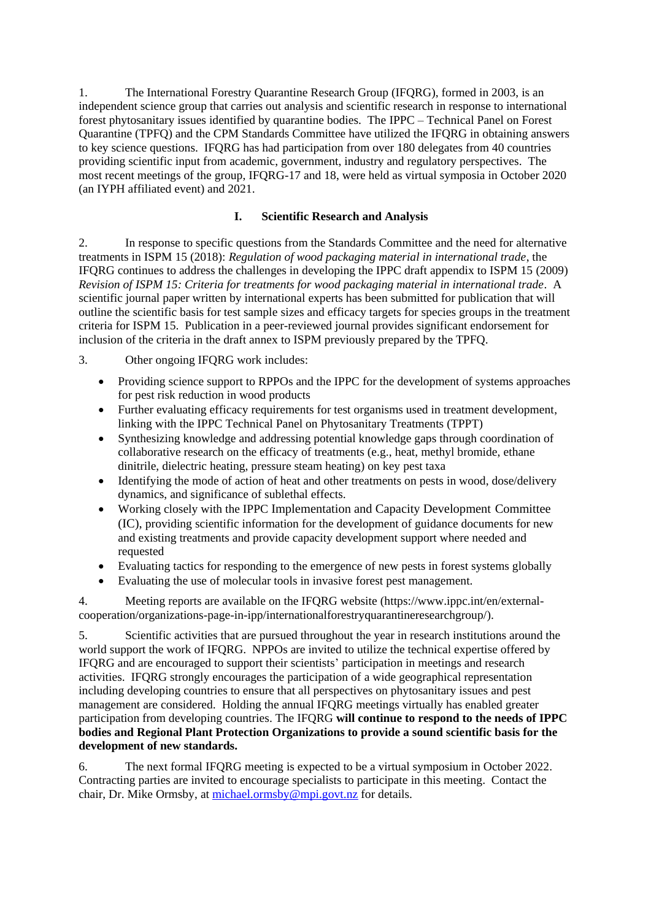1. The International Forestry Quarantine Research Group (IFQRG), formed in 2003, is an independent science group that carries out analysis and scientific research in response to international forest phytosanitary issues identified by quarantine bodies. The IPPC – Technical Panel on Forest Quarantine (TPFQ) and the CPM Standards Committee have utilized the IFQRG in obtaining answers to key science questions. IFQRG has had participation from over 180 delegates from 40 countries providing scientific input from academic, government, industry and regulatory perspectives. The most recent meetings of the group, IFQRG-17 and 18, were held as virtual symposia in October 2020 (an IYPH affiliated event) and 2021.

## I. Scientific Research and Analysis

2. In response to specific questions from the Standards Committee and the need for alternative treatments in ISPM 15 (2018): *Regulation of wood packaging material in international trade*, the IFQRG continues to address the challenges in developing the IPPC draft appendix to ISPM 15 (2009) *Revision of ISPM 15: Criteria for treatments for wood packaging material in international trade*. A scientific journal paper written by international experts has been submitted for publication that will outline the scientific basis for test sample sizes and efficacy targets for species groups in the treatment criteria for ISPM 15. Publication in a peer-reviewed journal provides significant endorsement for inclusion of the criteria in the draft annex to ISPM previously prepared by the TPFQ.

3. Other ongoing IFQRG work includes:

- Providing science support to RPPOs and the IPPC for the development of systems approaches for pest risk reduction in wood products
- Further evaluating efficacy requirements for test organisms used in treatment development, linking with the IPPC Technical Panel on Phytosanitary Treatments (TPPT)
- Synthesizing knowledge and addressing potential knowledge gaps through coordination of collaborative research on the efficacy of treatments (e.g., heat, methyl bromide, ethane dinitrile, dielectric heating, pressure steam heating) on key pest taxa
- Identifying the mode of action of heat and other treatments on pests in wood, dose/delivery dynamics, and significance of sublethal effects.
- Working closely with the IPPC Implementation and Capacity Development Committee (IC), providing scientific information for the development of guidance documents for new and existing treatments and provide capacity development support where needed and requested
- Evaluating tactics for responding to the emergence of new pests in forest systems globally
- Evaluating the use of molecular tools in invasive forest pest management.

4. Meeting reports are available on the IFQRG website (https://www.ippc.int/en/external-cooperation/organizations-page-in-ipp/internationalforestryquarantineresearchgroup/).

5. Scientific activities that are pursued throughout the year in research institutions around the world support the work of IFQRG. NPPOs are invited to utilize the technical expertise offered by IFQRG and are encouraged to support their scientists' participation in meetings and research activities. IFQRG strongly encourages the participation of a wide geographical representation including developing countries to ensure that all perspectives on phytosanitary issues and pest management are considered. Holding the annual IFQRG meetings virtually has enabled greater participation from developing countries. The IFQRG **will continue to respond to the needs of IPPC bodies and Regional Plant Protection Organizations to provide a sound scientific basis for the development of new standards.**

6. The next formal IFQRG meeting is expected to be a virtual symposium in October 2022. Contracting parties are invited to encourage specialists to participate in this meeting. Contact the chair, Dr. Mike Ormsby, at michael.ormsby@mpi.govt.nz for details.